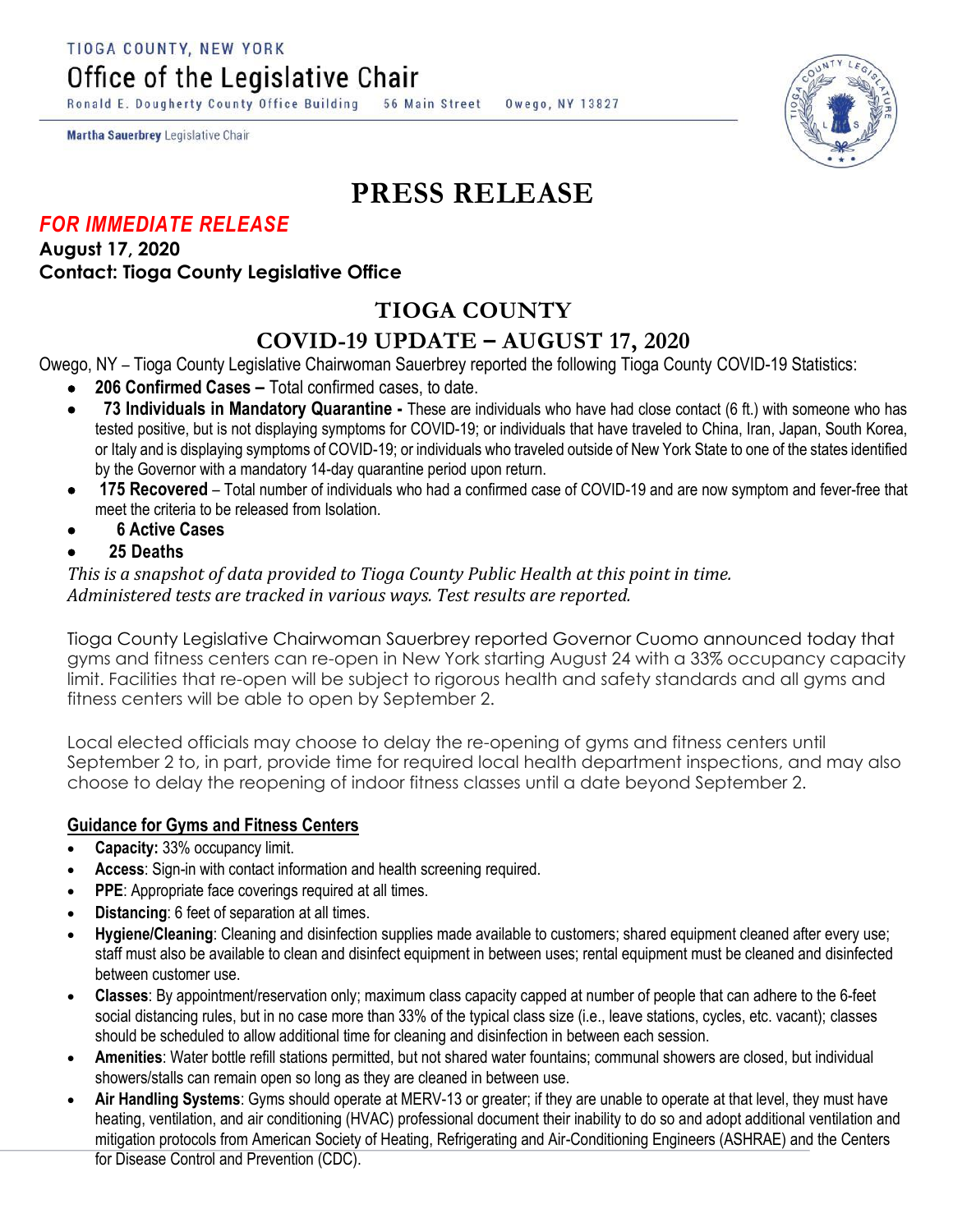TIOGA COUNTY, NEW YORK

Office of the Legislative Chair

Ronald E. Dougherty County Office Building 56 Main Street Owego, NY 13827

**Martha Sauerbrey** Legislative Chair

# PRESS RELEASE

***FOR IMMEDIATE RELEASE***

**August 17, 2020**

**Contact: Tioga County Legislative Office**

## TIOGA COUNTY

## COVID-19 UPDATE – AUGUST 17, 2020

Owego, NY – Tioga County Legislative Chairwoman Sauerbrey reported the following Tioga County COVID-19 Statistics:

- **206 Confirmed Cases –** Total confirmed cases, to date.
- **73 Individuals in Mandatory Quarantine -** These are individuals who have had close contact (6 ft.) with someone who has tested positive, but is not displaying symptoms for COVID-19; or individuals that have traveled to China, Iran, Japan, South Korea, or Italy and is displaying symptoms of COVID-19; or individuals who traveled outside of New York State to one of the states identified by the Governor with a mandatory 14-day quarantine period upon return.
- **175 Recovered** – Total number of individuals who had a confirmed case of COVID-19 and are now symptom and fever-free that meet the criteria to be released from Isolation.
- **6 Active Cases**
- **25 Deaths**

*This is a snapshot of data provided to Tioga County Public Health at this point in time. Administered tests are tracked in various ways. Test results are reported.*

Tioga County Legislative Chairwoman Sauerbrey reported Governor Cuomo announced today that gyms and fitness centers can re-open in New York starting August 24 with a 33% occupancy capacity limit. Facilities that re-open will be subject to rigorous health and safety standards and all gyms and fitness centers will be able to open by September 2.

Local elected officials may choose to delay the re-opening of gyms and fitness centers until September 2 to, in part, provide time for required local health department inspections, and may also choose to delay the reopening of indoor fitness classes until a date beyond September 2.

### Guidance for Gyms and Fitness Centers

- **Capacity:** 33% occupancy limit.
- **Access**: Sign-in with contact information and health screening required.
- **PPE**: Appropriate face coverings required at all times.
- **Distancing**: 6 feet of separation at all times.
- **Hygiene/Cleaning**: Cleaning and disinfection supplies made available to customers; shared equipment cleaned after every use; staff must also be available to clean and disinfect equipment in between uses; rental equipment must be cleaned and disinfected between customer use.
- **Classes**: By appointment/reservation only; maximum class capacity capped at number of people that can adhere to the 6-feet social distancing rules, but in no case more than 33% of the typical class size (i.e., leave stations, cycles, etc. vacant); classes should be scheduled to allow additional time for cleaning and disinfection in between each session.
- **Amenities**: Water bottle refill stations permitted, but not shared water fountains; communal showers are closed, but individual showers/stalls can remain open so long as they are cleaned in between use.
- **Air Handling Systems**: Gyms should operate at MERV-13 or greater; if they are unable to operate at that level, they must have heating, ventilation, and air conditioning (HVAC) professional document their inability to do so and adopt additional ventilation and mitigation protocols from American Society of Heating, Refrigerating and Air-Conditioning Engineers (ASHRAE) and the Centers for Disease Control and Prevention (CDC).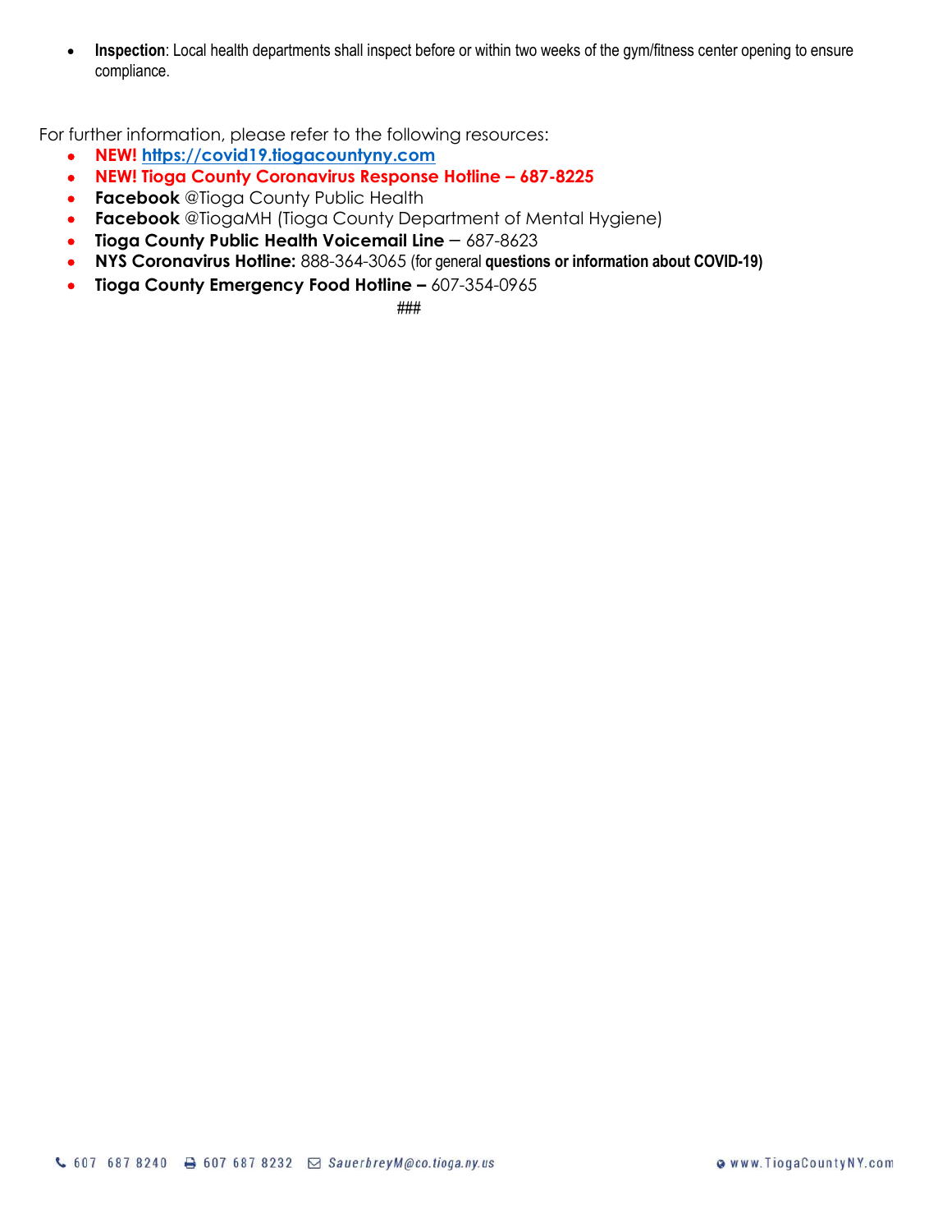- **Inspection**: Local health departments shall inspect before or within two weeks of the gym/fitness center opening to ensure compliance.

For further information, please refer to the following resources:

- **NEW! https://covid19.tiogacountyny.com**
- **NEW! Tioga County Coronavirus Response Hotline – 687-8225**
- **Facebook** @Tioga County Public Health
- **Facebook** @TiogaMH (Tioga County Department of Mental Hygiene)
- **Tioga County Public Health Voicemail Line** – 687-8623
- **NYS Coronavirus Hotline:** 888-364-3065 (for general **questions or information about COVID-19)**
- **Tioga County Emergency Food Hotline –** 607-354-0965

###